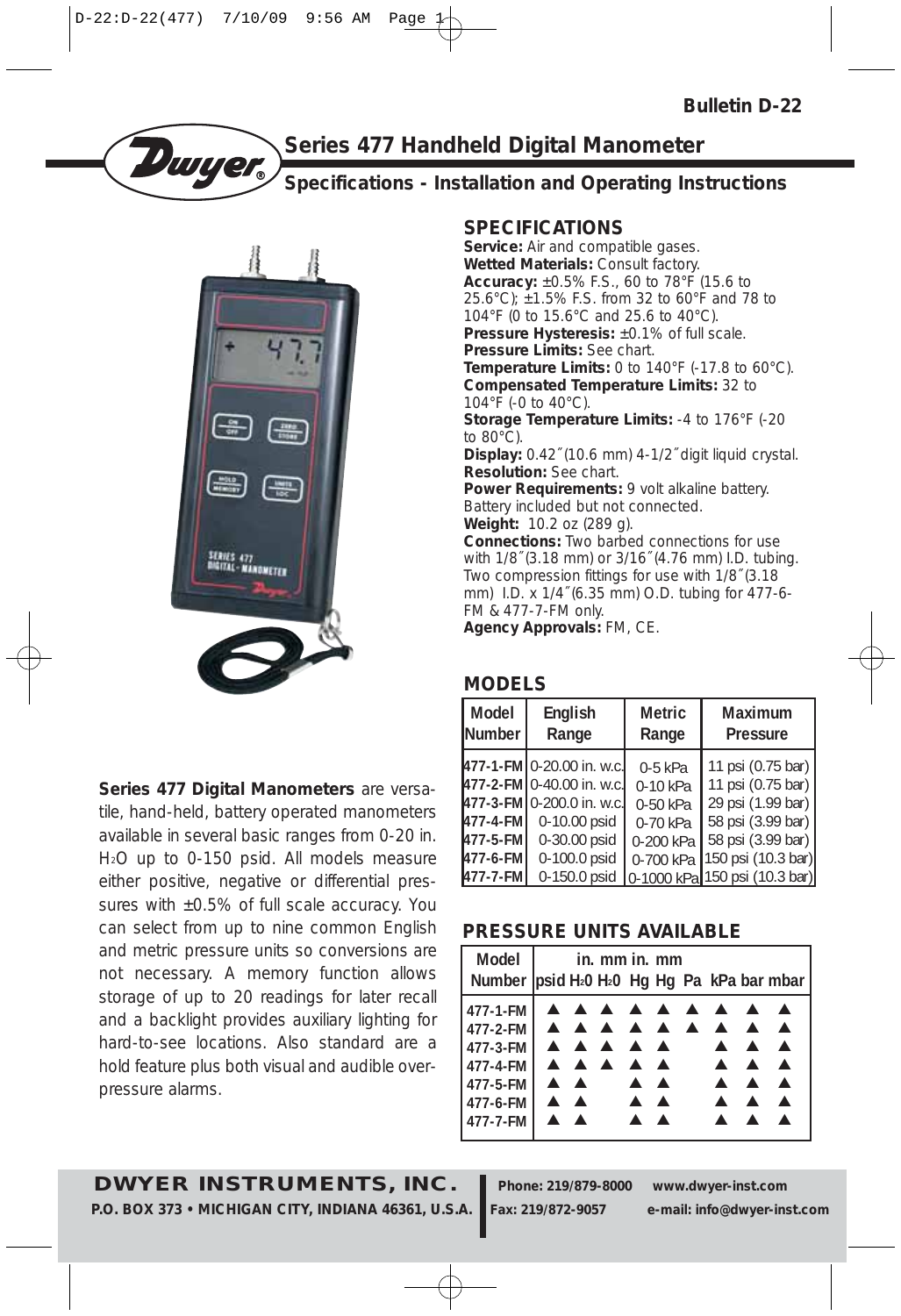**Bulletin D-22**

# Series 477 Handheld Digital Manometer

## Specifications - Installation and Operating Instructions

**Series 477 Digital Manometers** are versatile, hand-held, battery operated manometers available in several basic ranges from 0-20 in. $H_2O$ up to 0-150 psid. All models measure either positive, negative or differential pressures with ±0.5% of full scale accuracy. You can select from up to nine common English and metric pressure units so conversions are not necessary. A memory function allows storage of up to 20 readings for later recall and a backlight provides auxiliary lighting for hard-to-see locations. Also standard are a hold feature plus both visual and audible overpressure alarms.

## SPECIFICATIONS

**Service:** Air and compatible gases.
**Wetted Materials:** Consult factory.
**Accuracy:** ±0.5% F.S., 60 to 78°F (15.6 to 25.6°C); ±1.5% F.S. from 32 to 60°F and 78 to 104°F (0 to 15.6°C and 25.6 to 40°C).
**Pressure Hysteresis:** ±0.1% of full scale.
**Pressure Limits:** See chart.
**Temperature Limits:** 0 to 140°F (-17.8 to 60°C).
**Compensated Temperature Limits:** 32 to 104°F (-0 to 40°C).
**Storage Temperature Limits:** -4 to 176°F (-20 to 80°C).
**Display:** 0.42″ (10.6 mm) 4-1/2″ digit liquid crystal.
**Resolution:** See chart.
**Power Requirements:** 9 volt alkaline battery. Battery included but not connected.
**Weight:** 10.2 oz (289 g).
**Connections:** Two barbed connections for use with 1/8″ (3.18 mm) or 3/16″ (4.76 mm) I.D. tubing. Two compression fittings for use with 1/8″ (3.18 mm) I.D. x 1/4″ (6.35 mm) O.D. tubing for 477-6-FM & 477-7-FM only.
**Agency Approvals:** FM, CE.

## MODELS

| Model Number | English Range | Metric Range | Maximum Pressure |
|---|---|---|---|
| 477-1-FM | 0-20.00 in. w.c. | 0-5 kPa | 11 psi (0.75 bar) |
| 477-2-FM | 0-40.00 in. w.c. | 0-10 kPa | 11 psi (0.75 bar) |
| 477-3-FM | 0-200.0 in. w.c. | 0-50 kPa | 29 psi (1.99 bar) |
| 477-4-FM | 0-10.00 psid | 0-70 kPa | 58 psi (3.99 bar) |
| 477-5-FM | 0-30.00 psid | 0-200 kPa | 58 psi (3.99 bar) |
| 477-6-FM | 0-100.0 psid | 0-700 kPa | 150 psi (10.3 bar) |
| 477-7-FM | 0-150.0 psid | 0-1000 kPa | 150 psi (10.3 bar) |

## PRESSURE UNITS AVAILABLE

| Model Number | psid | in. $H_2O$ | mm $H_2O$ | in. Hg | mm Hg | Pa | kPa | bar | mbar |
|---|---|---|---|---|---|---|---|---|---|
| 477-1-FM | ▲ | ▲ | ▲ | ▲ | ▲ | ▲ | ▲ | ▲ | ▲ |
| 477-2-FM | ▲ | ▲ | ▲ | ▲ | ▲ | ▲ | ▲ | ▲ | ▲ |
| 477-3-FM | ▲ | ▲ | ▲ | ▲ | ▲ | | ▲ | ▲ | ▲ |
| 477-4-FM | ▲ | ▲ | ▲ | ▲ | ▲ | | ▲ | ▲ | ▲ |
| 477-5-FM | ▲ | ▲ | | ▲ | ▲ | | ▲ | ▲ | ▲ |
| 477-6-FM | ▲ | ▲ | | ▲ | ▲ | | ▲ | ▲ | ▲ |
| 477-7-FM | ▲ | ▲ | | ▲ | ▲ | | ▲ | ▲ | ▲ |

**DWYER INSTRUMENTS, INC.**
**P.O. BOX 373 • MICHIGAN CITY, INDIANA 46361, U.S.A.**
**Phone: 219/879-8000** **www.dwyer-inst.com**
**Fax: 219/872-9057** **e-mail: info@dwyer-inst.com**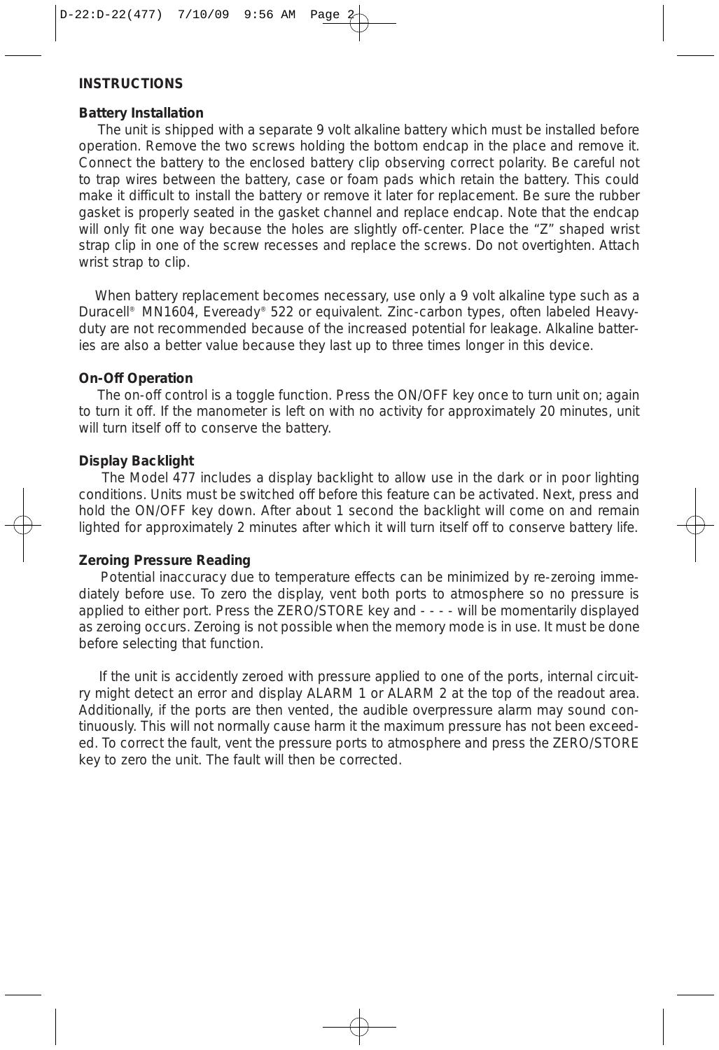## INSTRUCTIONS

### Battery Installation

The unit is shipped with a separate 9 volt alkaline battery which must be installed before operation. Remove the two screws holding the bottom endcap in the place and remove it. Connect the battery to the enclosed battery clip observing correct polarity. Be careful not to trap wires between the battery, case or foam pads which retain the battery. This could make it difficult to install the battery or remove it later for replacement. Be sure the rubber gasket is properly seated in the gasket channel and replace endcap. Note that the endcap will only fit one way because the holes are slightly off-center. Place the "Z" shaped wrist strap clip in one of the screw recesses and replace the screws. Do not overtighten. Attach wrist strap to clip.

When battery replacement becomes necessary, use only a 9 volt alkaline type such as a Duracell® MN1604, Eveready® 522 or equivalent. Zinc-carbon types, often labeled Heavy-duty are not recommended because of the increased potential for leakage. Alkaline batteries are also a better value because they last up to three times longer in this device.

### On-Off Operation

The on-off control is a toggle function. Press the ON/OFF key once to turn unit on; again to turn it off. If the manometer is left on with no activity for approximately 20 minutes, unit will turn itself off to conserve the battery.

### Display Backlight

The Model 477 includes a display backlight to allow use in the dark or in poor lighting conditions. Units must be switched off before this feature can be activated. Next, press and hold the ON/OFF key down. After about 1 second the backlight will come on and remain lighted for approximately 2 minutes after which it will turn itself off to conserve battery life.

### Zeroing Pressure Reading

Potential inaccuracy due to temperature effects can be minimized by re-zeroing immediately before use. To zero the display, vent both ports to atmosphere so no pressure is applied to either port. Press the ZERO/STORE key and - - - - will be momentarily displayed as zeroing occurs. Zeroing is not possible when the memory mode is in use. It must be done before selecting that function.

If the unit is accidently zeroed with pressure applied to one of the ports, internal circuitry might detect an error and display ALARM 1 or ALARM 2 at the top of the readout area. Additionally, if the ports are then vented, the audible overpressure alarm may sound continuously. This will not normally cause harm it the maximum pressure has not been exceeded. To correct the fault, vent the pressure ports to atmosphere and press the ZERO/STORE key to zero the unit. The fault will then be corrected.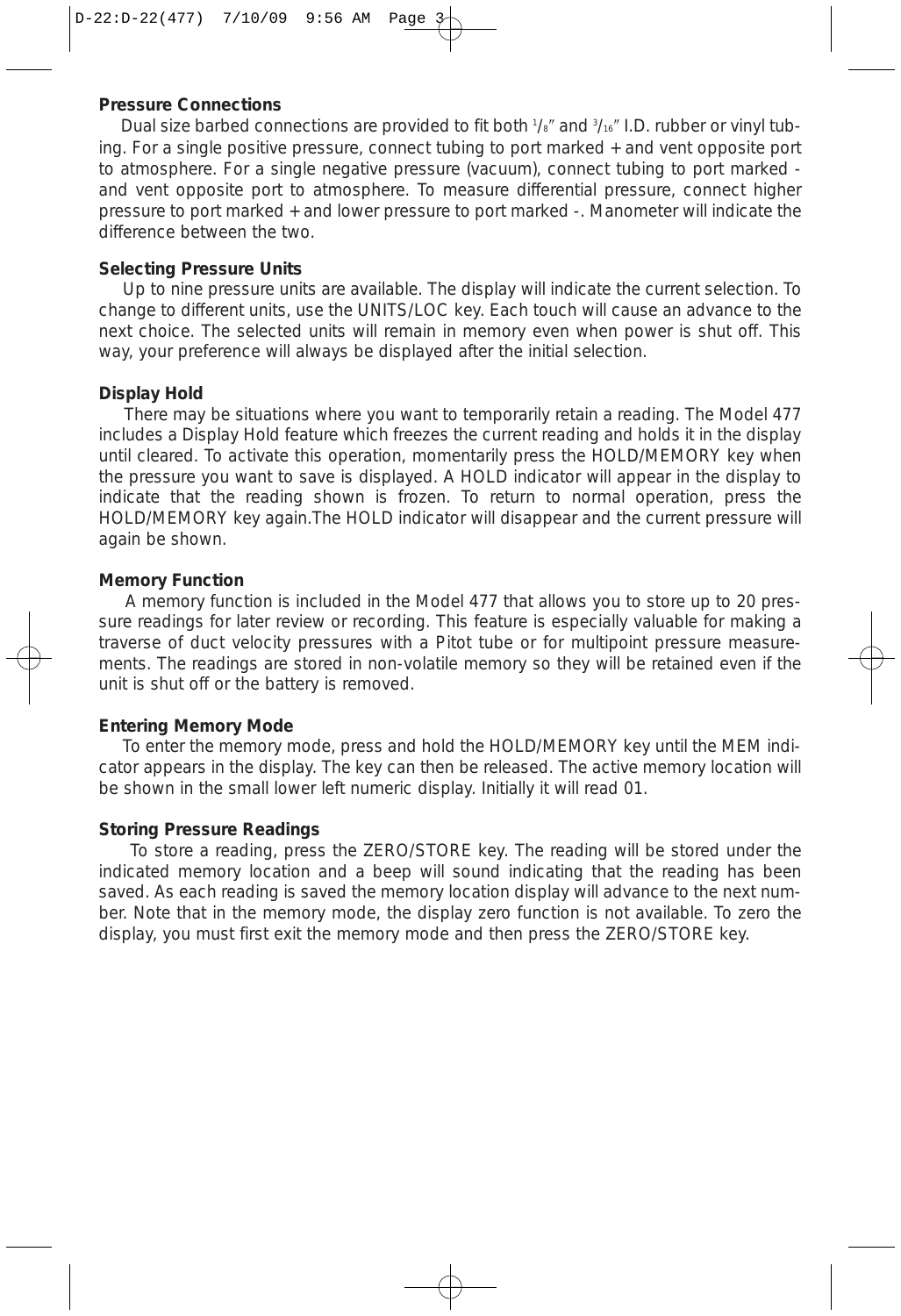**Pressure Connections**

Dual size barbed connections are provided to fit both 1/8" and 3/16" I.D. rubber or vinyl tubing. For a single positive pressure, connect tubing to port marked + and vent opposite port to atmosphere. For a single negative pressure (vacuum), connect tubing to port marked - and vent opposite port to atmosphere. To measure differential pressure, connect higher pressure to port marked + and lower pressure to port marked -. Manometer will indicate the difference between the two.

**Selecting Pressure Units**

Up to nine pressure units are available. The display will indicate the current selection. To change to different units, use the UNITS/LOC key. Each touch will cause an advance to the next choice. The selected units will remain in memory even when power is shut off. This way, your preference will always be displayed after the initial selection.

**Display Hold**

There may be situations where you want to temporarily retain a reading. The Model 477 includes a Display Hold feature which freezes the current reading and holds it in the display until cleared. To activate this operation, momentarily press the HOLD/MEMORY key when the pressure you want to save is displayed. A HOLD indicator will appear in the display to indicate that the reading shown is frozen. To return to normal operation, press the HOLD/MEMORY key again.The HOLD indicator will disappear and the current pressure will again be shown.

**Memory Function**

A memory function is included in the Model 477 that allows you to store up to 20 pressure readings for later review or recording. This feature is especially valuable for making a traverse of duct velocity pressures with a Pitot tube or for multipoint pressure measurements. The readings are stored in non-volatile memory so they will be retained even if the unit is shut off or the battery is removed.

**Entering Memory Mode**

To enter the memory mode, press and hold the HOLD/MEMORY key until the MEM indicator appears in the display. The key can then be released. The active memory location will be shown in the small lower left numeric display. Initially it will read 01.

**Storing Pressure Readings**

To store a reading, press the ZERO/STORE key. The reading will be stored under the indicated memory location and a beep will sound indicating that the reading has been saved. As each reading is saved the memory location display will advance to the next number. Note that in the memory mode, the display zero function is not available. To zero the display, you must first exit the memory mode and then press the ZERO/STORE key.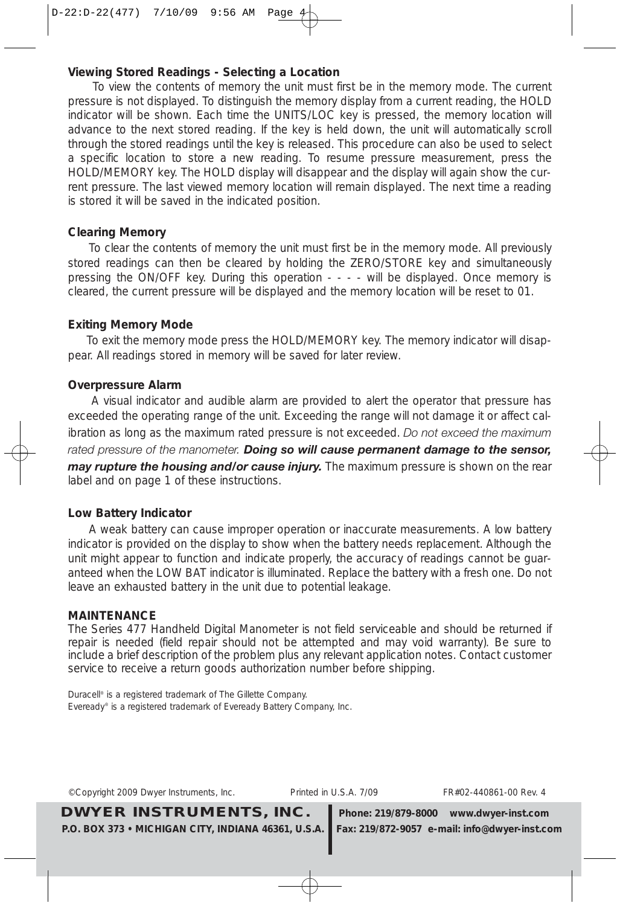### Viewing Stored Readings - Selecting a Location

To view the contents of memory the unit must first be in the memory mode. The current pressure is not displayed. To distinguish the memory display from a current reading, the HOLD indicator will be shown. Each time the UNITS/LOC key is pressed, the memory location will advance to the next stored reading. If the key is held down, the unit will automatically scroll through the stored readings until the key is released. This procedure can also be used to select a specific location to store a new reading. To resume pressure measurement, press the HOLD/MEMORY key. The HOLD display will disappear and the display will again show the current pressure. The last viewed memory location will remain displayed. The next time a reading is stored it will be saved in the indicated position.

### Clearing Memory

To clear the contents of memory the unit must first be in the memory mode. All previously stored readings can then be cleared by holding the ZERO/STORE key and simultaneously pressing the ON/OFF key. During this operation - - - - will be displayed. Once memory is cleared, the current pressure will be displayed and the memory location will be reset to 01.

### Exiting Memory Mode

To exit the memory mode press the HOLD/MEMORY key. The memory indicator will disappear. All readings stored in memory will be saved for later review.

### Overpressure Alarm

A visual indicator and audible alarm are provided to alert the operator that pressure has exceeded the operating range of the unit. Exceeding the range will not damage it or affect calibration as long as the maximum rated pressure is not exceeded. *Do not exceed the maximum rated pressure of the manometer.* ***Doing so will cause permanent damage to the sensor, may rupture the housing and/or cause injury.*** The maximum pressure is shown on the rear label and on page 1 of these instructions.

### Low Battery Indicator

A weak battery can cause improper operation or inaccurate measurements. A low battery indicator is provided on the display to show when the battery needs replacement. Although the unit might appear to function and indicate properly, the accuracy of readings cannot be guaranteed when the LOW BAT indicator is illuminated. Replace the battery with a fresh one. Do not leave an exhausted battery in the unit due to potential leakage.

## MAINTENANCE

The Series 477 Handheld Digital Manometer is not field serviceable and should be returned if repair is needed (field repair should not be attempted and may void warranty). Be sure to include a brief description of the problem plus any relevant application notes. Contact customer service to receive a return goods authorization number before shipping.

Duracell® is a registered trademark of The Gillette Company.
Eveready® is a registered trademark of Eveready Battery Company, Inc.

©Copyright 2009 Dwyer Instruments, Inc. Printed in U.S.A. 7/09 FR#02-440861-00 Rev. 4

**DWYER INSTRUMENTS, INC.**
**P.O. BOX 373 • MICHIGAN CITY, INDIANA 46361, U.S.A.**
**Phone: 219/879-8000 www.dwyer-inst.com**
**Fax: 219/872-9057 e-mail: info@dwyer-inst.com**